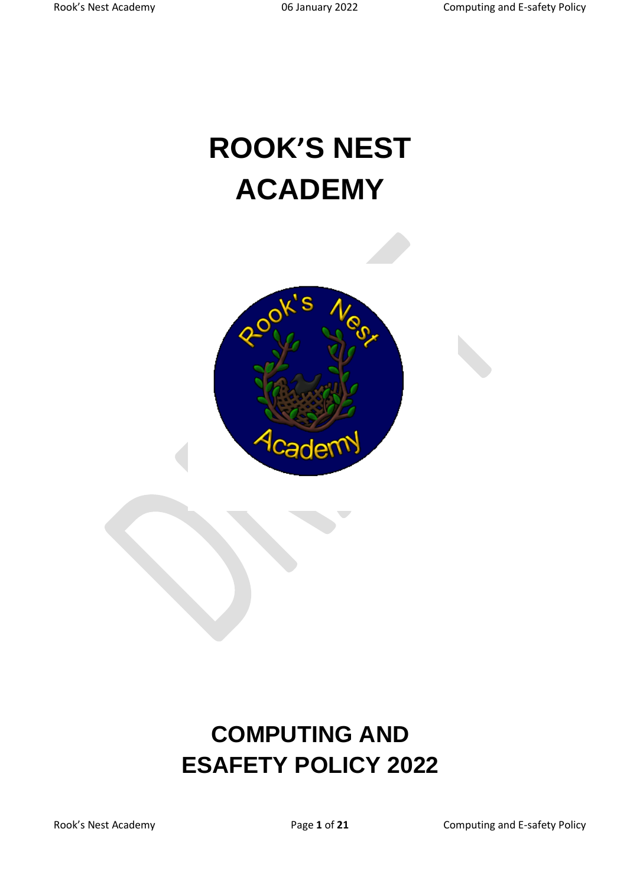# ROOK'S NEST ACADEMY

# COMPUTING AND ESAFETY POLICY 2022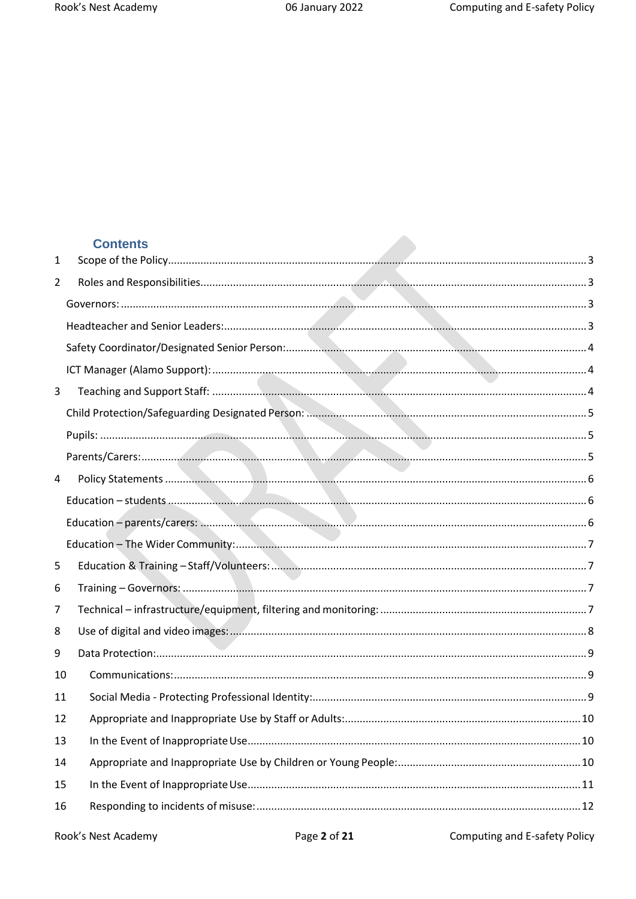## Contents

1 Scope of the Policy........................................................................................................3

2 Roles and Responsibilities................................................................................................3

Governors: ........................................................................................................................3

Headteacher and Senior Leaders:.....................................................................................3

Safety Coordinator/Designated Senior Person:................................................................4

ICT Manager (Alamo Support): .........................................................................................4

3 Teaching and Support Staff: ..............................................................................................4

Child Protection/Safeguarding Designated Person: .........................................................5

Pupils: ................................................................................................................................5

Parents/Carers:..................................................................................................................5

4 Policy Statements .............................................................................................................6

Education – students .........................................................................................................6

Education – parents/carers: ...............................................................................................6

Education – The Wider Community:...................................................................................7

5 Education & Training – Staff/Volunteers: ..........................................................................7

6 Training – Governors: ........................................................................................................7

7 Technical – infrastructure/equipment, filtering and monitoring: ......................................7

8 Use of digital and video images: ........................................................................................8

9 Data Protection:.................................................................................................................9

10 Communications:.............................................................................................................9

11 Social Media - Protecting Professional Identity:...............................................................9

12 Appropriate and Inappropriate Use by Staff or Adults:...................................................10

13 In the Event of Inappropriate Use..................................................................................10

14 Appropriate and Inappropriate Use by Children or Young People:...............................10

15 In the Event of Inappropriate Use..................................................................................11

16 Responding to incidents of misuse:...............................................................................12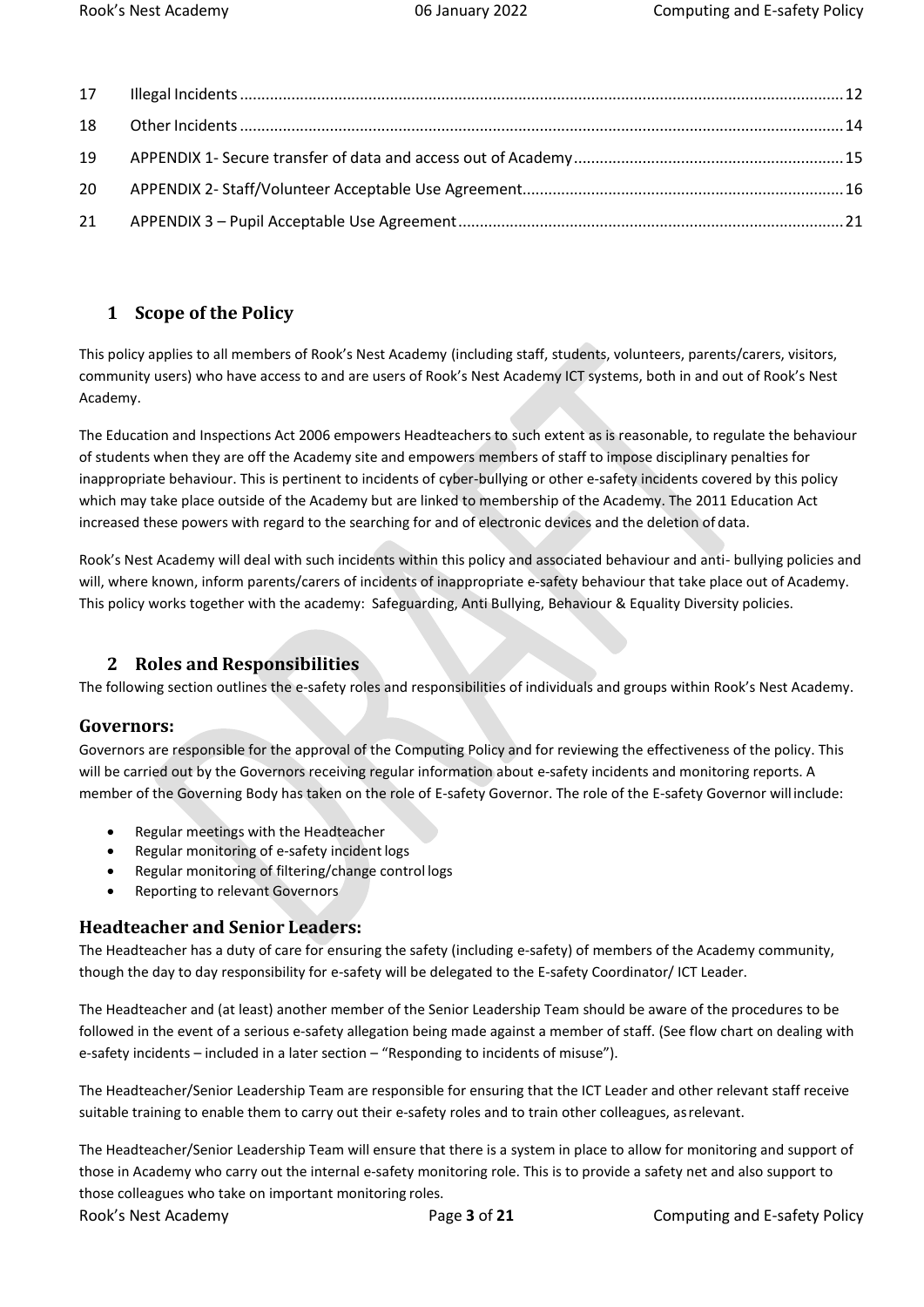| 17 | Illegal Incidents | 12 |
| --- | --- | --- |
| 18 | Other Incidents | 14 |
| 19 | APPENDIX 1- Secure transfer of data and access out of Academy | 15 |
| 20 | APPENDIX 2- Staff/Volunteer Acceptable Use Agreement | 16 |
| 21 | APPENDIX 3 – Pupil Acceptable Use Agreement | 21 |

## 1 Scope of the Policy

This policy applies to all members of Rook's Nest Academy (including staff, students, volunteers, parents/carers, visitors, community users) who have access to and are users of Rook's Nest Academy ICT systems, both in and out of Rook's Nest Academy.

The Education and Inspections Act 2006 empowers Headteachers to such extent as is reasonable, to regulate the behaviour of students when they are off the Academy site and empowers members of staff to impose disciplinary penalties for inappropriate behaviour. This is pertinent to incidents of cyber-bullying or other e-safety incidents covered by this policy which may take place outside of the Academy but are linked to membership of the Academy. The 2011 Education Act increased these powers with regard to the searching for and of electronic devices and the deletion of data.

Rook's Nest Academy will deal with such incidents within this policy and associated behaviour and anti- bullying policies and will, where known, inform parents/carers of incidents of inappropriate e-safety behaviour that take place out of Academy. This policy works together with the academy: Safeguarding, Anti Bullying, Behaviour & Equality Diversity policies.

## 2 Roles and Responsibilities

The following section outlines the e-safety roles and responsibilities of individuals and groups within Rook's Nest Academy.

### Governors:

Governors are responsible for the approval of the Computing Policy and for reviewing the effectiveness of the policy. This will be carried out by the Governors receiving regular information about e-safety incidents and monitoring reports. A member of the Governing Body has taken on the role of E-safety Governor. The role of the E-safety Governor will include:

- Regular meetings with the Headteacher
- Regular monitoring of e-safety incident logs
- Regular monitoring of filtering/change control logs
- Reporting to relevant Governors

### Headteacher and Senior Leaders:

The Headteacher has a duty of care for ensuring the safety (including e-safety) of members of the Academy community, though the day to day responsibility for e-safety will be delegated to the E-safety Coordinator/ ICT Leader.

The Headteacher and (at least) another member of the Senior Leadership Team should be aware of the procedures to be followed in the event of a serious e-safety allegation being made against a member of staff. (See flow chart on dealing with e-safety incidents – included in a later section – "Responding to incidents of misuse").

The Headteacher/Senior Leadership Team are responsible for ensuring that the ICT Leader and other relevant staff receive suitable training to enable them to carry out their e-safety roles and to train other colleagues, as relevant.

The Headteacher/Senior Leadership Team will ensure that there is a system in place to allow for monitoring and support of those in Academy who carry out the internal e-safety monitoring role. This is to provide a safety net and also support to those colleagues who take on important monitoring roles.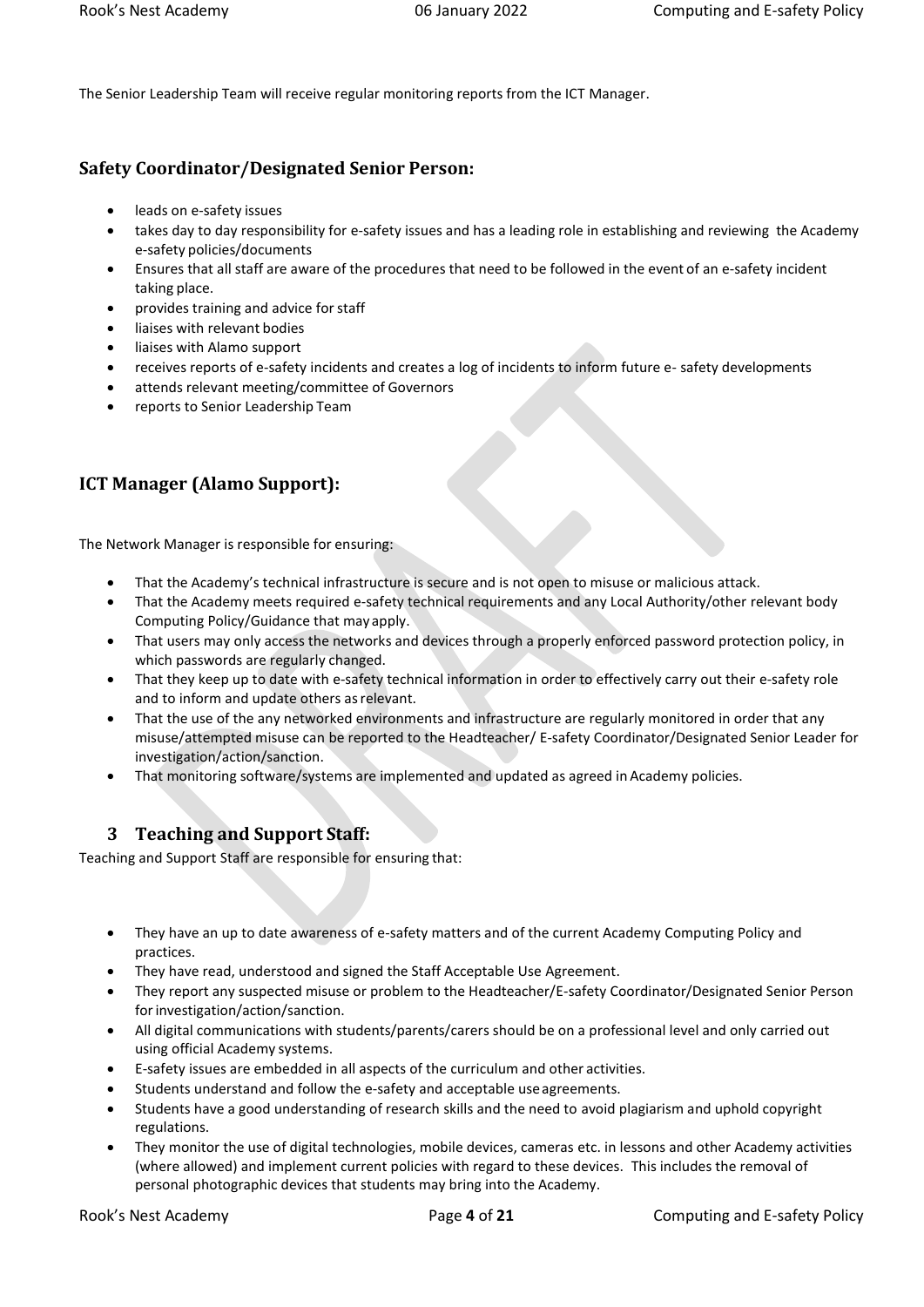The Senior Leadership Team will receive regular monitoring reports from the ICT Manager.

## Safety Coordinator/Designated Senior Person:

- leads on e-safety issues
- takes day to day responsibility for e-safety issues and has a leading role in establishing and reviewing the Academy e-safety policies/documents
- Ensures that all staff are aware of the procedures that need to be followed in the event of an e-safety incident taking place.
- provides training and advice for staff
- liaises with relevant bodies
- liaises with Alamo support
- receives reports of e-safety incidents and creates a log of incidents to inform future e- safety developments
- attends relevant meeting/committee of Governors
- reports to Senior Leadership Team

## ICT Manager (Alamo Support):

The Network Manager is responsible for ensuring:

- That the Academy's technical infrastructure is secure and is not open to misuse or malicious attack.
- That the Academy meets required e-safety technical requirements and any Local Authority/other relevant body Computing Policy/Guidance that may apply.
- That users may only access the networks and devices through a properly enforced password protection policy, in which passwords are regularly changed.
- That they keep up to date with e-safety technical information in order to effectively carry out their e-safety role and to inform and update others as relevant.
- That the use of the any networked environments and infrastructure are regularly monitored in order that any misuse/attempted misuse can be reported to the Headteacher/ E-safety Coordinator/Designated Senior Leader for investigation/action/sanction.
- That monitoring software/systems are implemented and updated as agreed in Academy policies.

## 3 Teaching and Support Staff:

Teaching and Support Staff are responsible for ensuring that:

- They have an up to date awareness of e-safety matters and of the current Academy Computing Policy and practices.
- They have read, understood and signed the Staff Acceptable Use Agreement.
- They report any suspected misuse or problem to the Headteacher/E-safety Coordinator/Designated Senior Person for investigation/action/sanction.
- All digital communications with students/parents/carers should be on a professional level and only carried out using official Academy systems.
- E-safety issues are embedded in all aspects of the curriculum and other activities.
- Students understand and follow the e-safety and acceptable use agreements.
- Students have a good understanding of research skills and the need to avoid plagiarism and uphold copyright regulations.
- They monitor the use of digital technologies, mobile devices, cameras etc. in lessons and other Academy activities (where allowed) and implement current policies with regard to these devices. This includes the removal of personal photographic devices that students may bring into the Academy.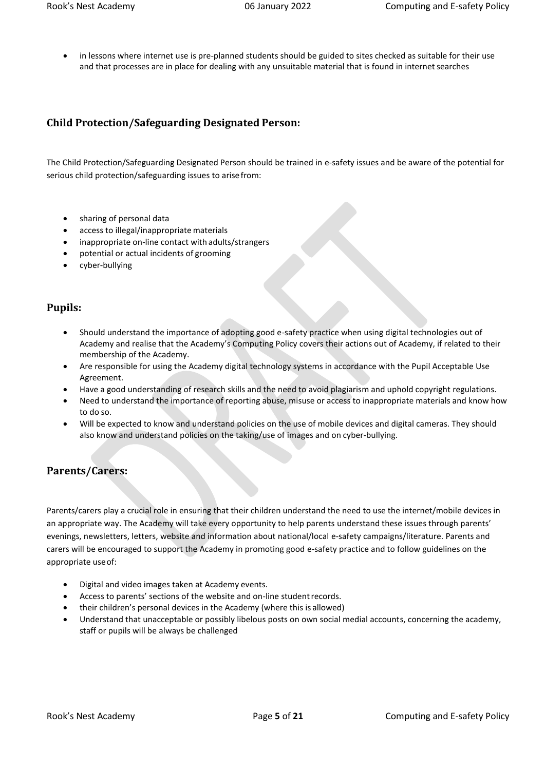- in lessons where internet use is pre-planned students should be guided to sites checked as suitable for their use and that processes are in place for dealing with any unsuitable material that is found in internet searches

## Child Protection/Safeguarding Designated Person:

The Child Protection/Safeguarding Designated Person should be trained in e-safety issues and be aware of the potential for serious child protection/safeguarding issues to arise from:

- sharing of personal data
- access to illegal/inappropriate materials
- inappropriate on-line contact with adults/strangers
- potential or actual incidents of grooming
- cyber-bullying

## Pupils:

- Should understand the importance of adopting good e-safety practice when using digital technologies out of Academy and realise that the Academy's Computing Policy covers their actions out of Academy, if related to their membership of the Academy.
- Are responsible for using the Academy digital technology systems in accordance with the Pupil Acceptable Use Agreement.
- Have a good understanding of research skills and the need to avoid plagiarism and uphold copyright regulations.
- Need to understand the importance of reporting abuse, misuse or access to inappropriate materials and know how to do so.
- Will be expected to know and understand policies on the use of mobile devices and digital cameras. They should also know and understand policies on the taking/use of images and on cyber-bullying.

## Parents/Carers:

Parents/carers play a crucial role in ensuring that their children understand the need to use the internet/mobile devices in an appropriate way. The Academy will take every opportunity to help parents understand these issues through parents' evenings, newsletters, letters, website and information about national/local e-safety campaigns/literature. Parents and carers will be encouraged to support the Academy in promoting good e-safety practice and to follow guidelines on the appropriate use of:

- Digital and video images taken at Academy events.
- Access to parents' sections of the website and on-line student records.
- their children's personal devices in the Academy (where this is allowed)
- Understand that unacceptable or possibly libelous posts on own social medial accounts, concerning the academy, staff or pupils will be always be challenged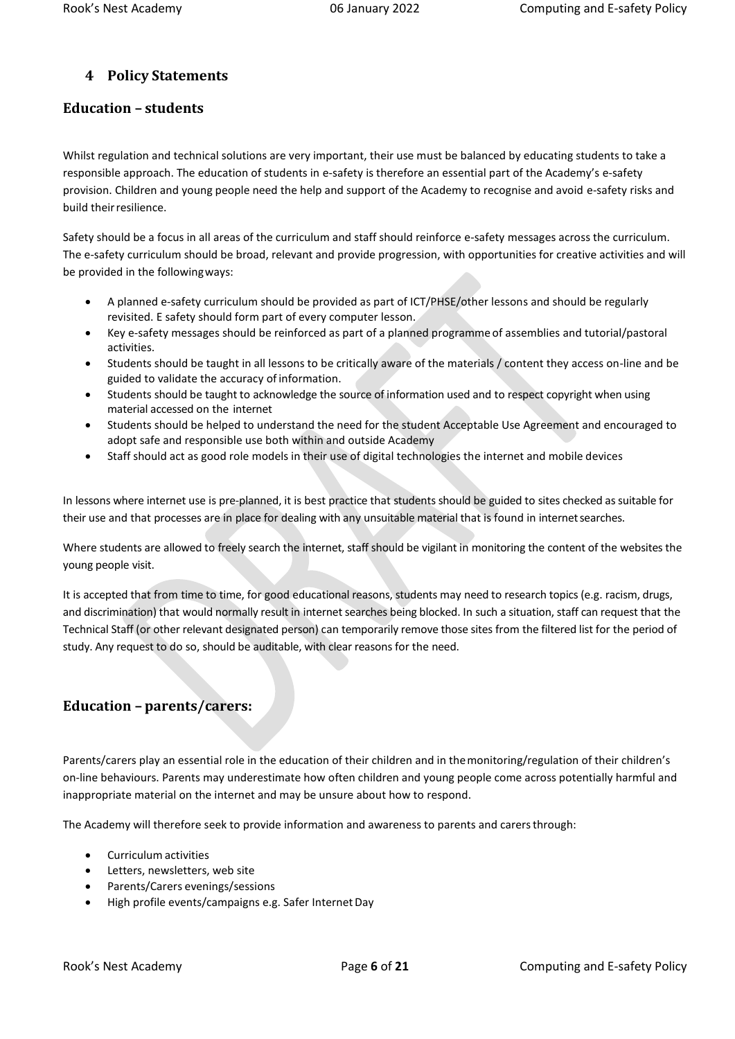## 4 Policy Statements

### Education – students

Whilst regulation and technical solutions are very important, their use must be balanced by educating students to take a responsible approach. The education of students in e-safety is therefore an essential part of the Academy's e-safety provision. Children and young people need the help and support of the Academy to recognise and avoid e-safety risks and build their resilience.

Safety should be a focus in all areas of the curriculum and staff should reinforce e-safety messages across the curriculum. The e-safety curriculum should be broad, relevant and provide progression, with opportunities for creative activities and will be provided in the following ways:

- A planned e-safety curriculum should be provided as part of ICT/PHSE/other lessons and should be regularly revisited. E safety should form part of every computer lesson.
- Key e-safety messages should be reinforced as part of a planned programme of assemblies and tutorial/pastoral activities.
- Students should be taught in all lessons to be critically aware of the materials / content they access on-line and be guided to validate the accuracy of information.
- Students should be taught to acknowledge the source of information used and to respect copyright when using material accessed on the internet
- Students should be helped to understand the need for the student Acceptable Use Agreement and encouraged to adopt safe and responsible use both within and outside Academy
- Staff should act as good role models in their use of digital technologies the internet and mobile devices

In lessons where internet use is pre-planned, it is best practice that students should be guided to sites checked as suitable for their use and that processes are in place for dealing with any unsuitable material that is found in internet searches.

Where students are allowed to freely search the internet, staff should be vigilant in monitoring the content of the websites the young people visit.

It is accepted that from time to time, for good educational reasons, students may need to research topics (e.g. racism, drugs, and discrimination) that would normally result in internet searches being blocked. In such a situation, staff can request that the Technical Staff (or other relevant designated person) can temporarily remove those sites from the filtered list for the period of study. Any request to do so, should be auditable, with clear reasons for the need.

### Education – parents/carers:

Parents/carers play an essential role in the education of their children and in the monitoring/regulation of their children's on-line behaviours. Parents may underestimate how often children and young people come across potentially harmful and inappropriate material on the internet and may be unsure about how to respond.

The Academy will therefore seek to provide information and awareness to parents and carers through:

- Curriculum activities
- Letters, newsletters, web site
- Parents/Carers evenings/sessions
- High profile events/campaigns e.g. Safer Internet Day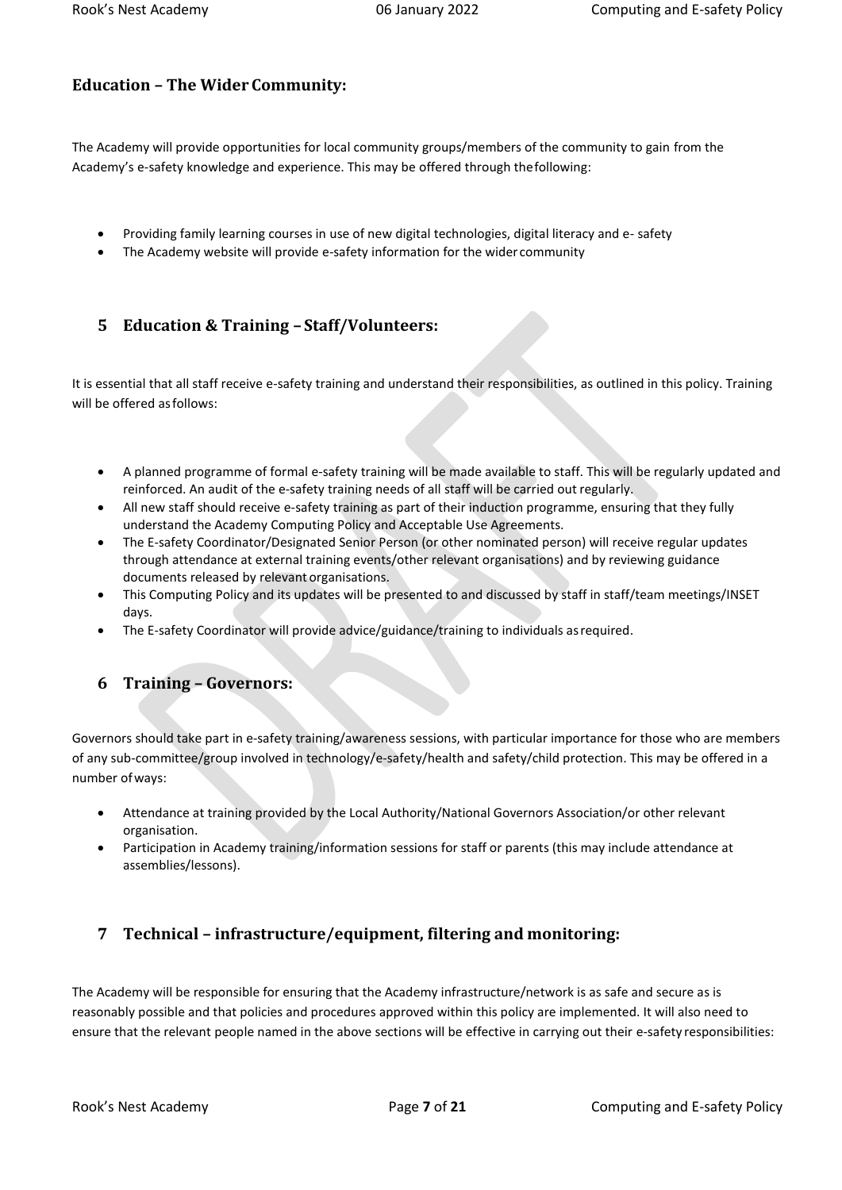## Education – The Wider Community:

The Academy will provide opportunities for local community groups/members of the community to gain from the Academy's e-safety knowledge and experience. This may be offered through the following:

- Providing family learning courses in use of new digital technologies, digital literacy and e- safety
- The Academy website will provide e-safety information for the wider community

## 5 Education & Training – Staff/Volunteers:

It is essential that all staff receive e-safety training and understand their responsibilities, as outlined in this policy. Training will be offered as follows:

- A planned programme of formal e-safety training will be made available to staff. This will be regularly updated and reinforced. An audit of the e-safety training needs of all staff will be carried out regularly.
- All new staff should receive e-safety training as part of their induction programme, ensuring that they fully understand the Academy Computing Policy and Acceptable Use Agreements.
- The E-safety Coordinator/Designated Senior Person (or other nominated person) will receive regular updates through attendance at external training events/other relevant organisations) and by reviewing guidance documents released by relevant organisations.
- This Computing Policy and its updates will be presented to and discussed by staff in staff/team meetings/INSET days.
- The E-safety Coordinator will provide advice/guidance/training to individuals as required.

## 6 Training – Governors:

Governors should take part in e-safety training/awareness sessions, with particular importance for those who are members of any sub-committee/group involved in technology/e-safety/health and safety/child protection. This may be offered in a number of ways:

- Attendance at training provided by the Local Authority/National Governors Association/or other relevant organisation.
- Participation in Academy training/information sessions for staff or parents (this may include attendance at assemblies/lessons).

## 7 Technical – infrastructure/equipment, filtering and monitoring:

The Academy will be responsible for ensuring that the Academy infrastructure/network is as safe and secure as is reasonably possible and that policies and procedures approved within this policy are implemented. It will also need to ensure that the relevant people named in the above sections will be effective in carrying out their e-safety responsibilities: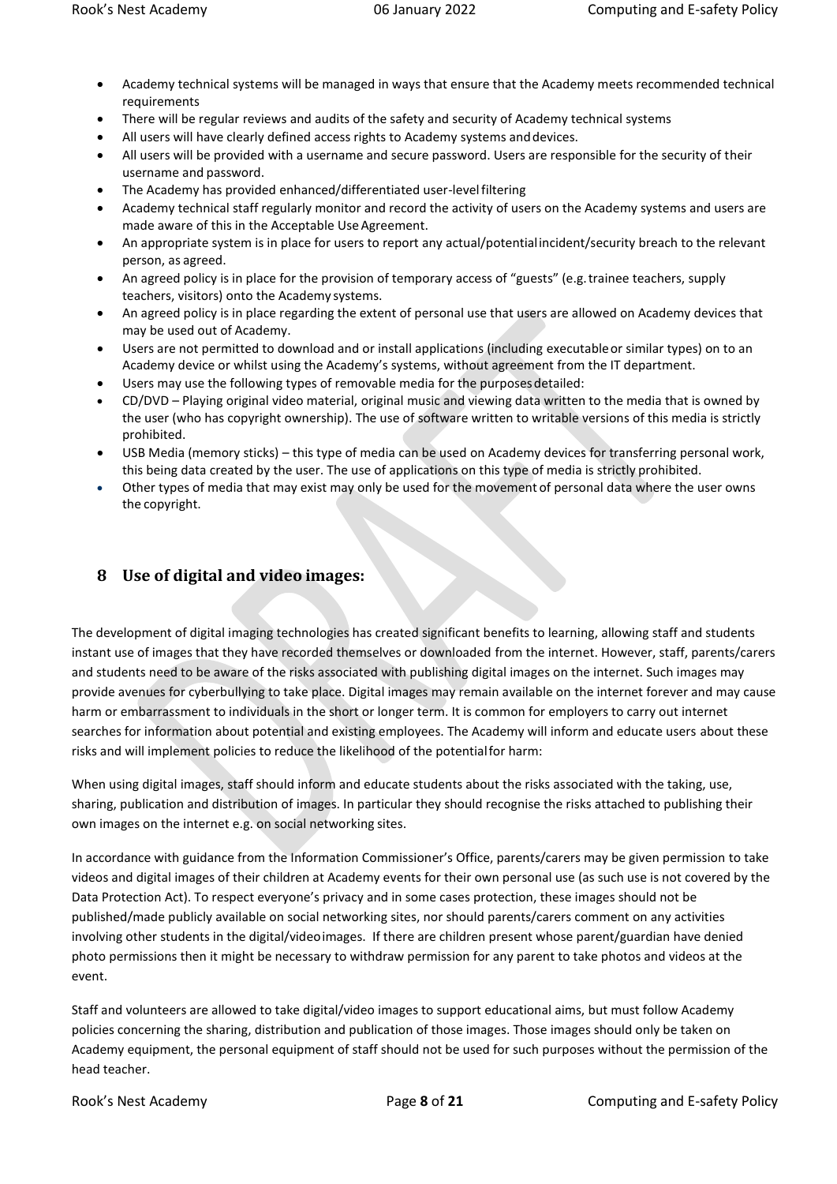- Academy technical systems will be managed in ways that ensure that the Academy meets recommended technical requirements
- There will be regular reviews and audits of the safety and security of Academy technical systems
- All users will have clearly defined access rights to Academy systems and devices.
- All users will be provided with a username and secure password. Users are responsible for the security of their username and password.
- The Academy has provided enhanced/differentiated user-level filtering
- Academy technical staff regularly monitor and record the activity of users on the Academy systems and users are made aware of this in the Acceptable Use Agreement.
- An appropriate system is in place for users to report any actual/potential incident/security breach to the relevant person, as agreed.
- An agreed policy is in place for the provision of temporary access of "guests" (e.g. trainee teachers, supply teachers, visitors) onto the Academy systems.
- An agreed policy is in place regarding the extent of personal use that users are allowed on Academy devices that may be used out of Academy.
- Users are not permitted to download and or install applications (including executable or similar types) on to an Academy device or whilst using the Academy's systems, without agreement from the IT department.
- Users may use the following types of removable media for the purposes detailed:
- CD/DVD – Playing original video material, original music and viewing data written to the media that is owned by the user (who has copyright ownership). The use of software written to writable versions of this media is strictly prohibited.
- USB Media (memory sticks) – this type of media can be used on Academy devices for transferring personal work, this being data created by the user. The use of applications on this type of media is strictly prohibited.
- Other types of media that may exist may only be used for the movement of personal data where the user owns the copyright.

## 8 Use of digital and video images:

The development of digital imaging technologies has created significant benefits to learning, allowing staff and students instant use of images that they have recorded themselves or downloaded from the internet. However, staff, parents/carers and students need to be aware of the risks associated with publishing digital images on the internet. Such images may provide avenues for cyberbullying to take place. Digital images may remain available on the internet forever and may cause harm or embarrassment to individuals in the short or longer term. It is common for employers to carry out internet searches for information about potential and existing employees. The Academy will inform and educate users about these risks and will implement policies to reduce the likelihood of the potential for harm:

When using digital images, staff should inform and educate students about the risks associated with the taking, use, sharing, publication and distribution of images. In particular they should recognise the risks attached to publishing their own images on the internet e.g. on social networking sites.

In accordance with guidance from the Information Commissioner's Office, parents/carers may be given permission to take videos and digital images of their children at Academy events for their own personal use (as such use is not covered by the Data Protection Act). To respect everyone's privacy and in some cases protection, these images should not be published/made publicly available on social networking sites, nor should parents/carers comment on any activities involving other students in the digital/video images. If there are children present whose parent/guardian have denied photo permissions then it might be necessary to withdraw permission for any parent to take photos and videos at the event.

Staff and volunteers are allowed to take digital/video images to support educational aims, but must follow Academy policies concerning the sharing, distribution and publication of those images. Those images should only be taken on Academy equipment, the personal equipment of staff should not be used for such purposes without the permission of the head teacher.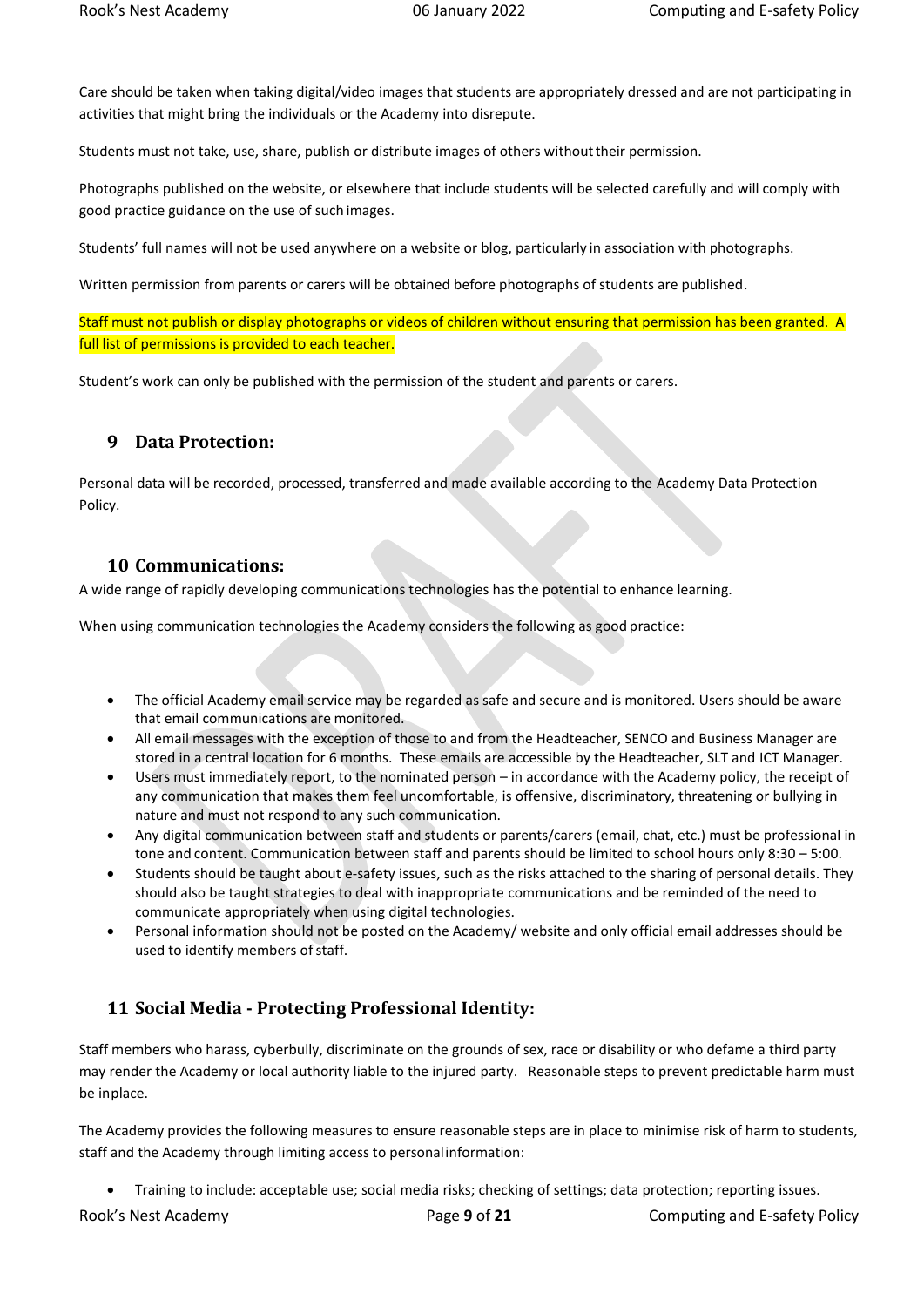Care should be taken when taking digital/video images that students are appropriately dressed and are not participating in activities that might bring the individuals or the Academy into disrepute.

Students must not take, use, share, publish or distribute images of others without their permission.

Photographs published on the website, or elsewhere that include students will be selected carefully and will comply with good practice guidance on the use of such images.

Students' full names will not be used anywhere on a website or blog, particularly in association with photographs.

Written permission from parents or carers will be obtained before photographs of students are published.

Staff must not publish or display photographs or videos of children without ensuring that permission has been granted. A full list of permissions is provided to each teacher.

Student's work can only be published with the permission of the student and parents or carers.

## 9 Data Protection:

Personal data will be recorded, processed, transferred and made available according to the Academy Data Protection Policy.

## 10 Communications:

A wide range of rapidly developing communications technologies has the potential to enhance learning.

When using communication technologies the Academy considers the following as good practice:

- The official Academy email service may be regarded as safe and secure and is monitored. Users should be aware that email communications are monitored.
- All email messages with the exception of those to and from the Headteacher, SENCO and Business Manager are stored in a central location for 6 months. These emails are accessible by the Headteacher, SLT and ICT Manager.
- Users must immediately report, to the nominated person – in accordance with the Academy policy, the receipt of any communication that makes them feel uncomfortable, is offensive, discriminatory, threatening or bullying in nature and must not respond to any such communication.
- Any digital communication between staff and students or parents/carers (email, chat, etc.) must be professional in tone and content. Communication between staff and parents should be limited to school hours only 8:30 – 5:00.
- Students should be taught about e-safety issues, such as the risks attached to the sharing of personal details. They should also be taught strategies to deal with inappropriate communications and be reminded of the need to communicate appropriately when using digital technologies.
- Personal information should not be posted on the Academy/ website and only official email addresses should be used to identify members of staff.

## 11 Social Media - Protecting Professional Identity:

Staff members who harass, cyberbully, discriminate on the grounds of sex, race or disability or who defame a third party may render the Academy or local authority liable to the injured party. Reasonable steps to prevent predictable harm must be in place.

The Academy provides the following measures to ensure reasonable steps are in place to minimise risk of harm to students, staff and the Academy through limiting access to personal information:

- Training to include: acceptable use; social media risks; checking of settings; data protection; reporting issues.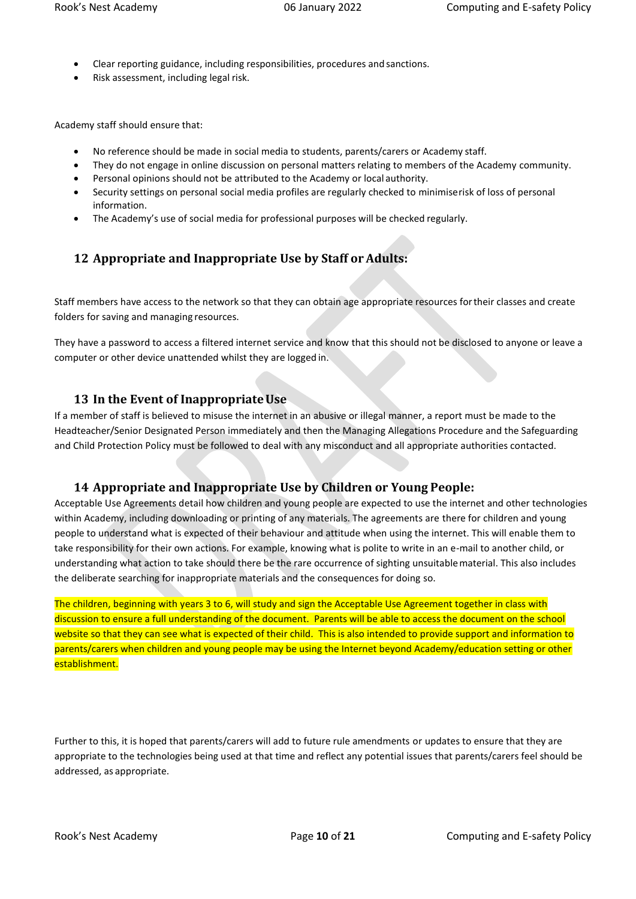- Clear reporting guidance, including responsibilities, procedures and sanctions.
- Risk assessment, including legal risk.

Academy staff should ensure that:

- No reference should be made in social media to students, parents/carers or Academy staff.
- They do not engage in online discussion on personal matters relating to members of the Academy community.
- Personal opinions should not be attributed to the Academy or local authority.
- Security settings on personal social media profiles are regularly checked to minimise risk of loss of personal information.
- The Academy's use of social media for professional purposes will be checked regularly.

## 12 Appropriate and Inappropriate Use by Staff or Adults:

Staff members have access to the network so that they can obtain age appropriate resources for their classes and create folders for saving and managing resources.

They have a password to access a filtered internet service and know that this should not be disclosed to anyone or leave a computer or other device unattended whilst they are logged in.

## 13 In the Event of Inappropriate Use

If a member of staff is believed to misuse the internet in an abusive or illegal manner, a report must be made to the Headteacher/Senior Designated Person immediately and then the Managing Allegations Procedure and the Safeguarding and Child Protection Policy must be followed to deal with any misconduct and all appropriate authorities contacted.

## 14 Appropriate and Inappropriate Use by Children or Young People:

Acceptable Use Agreements detail how children and young people are expected to use the internet and other technologies within Academy, including downloading or printing of any materials. The agreements are there for children and young people to understand what is expected of their behaviour and attitude when using the internet. This will enable them to take responsibility for their own actions. For example, knowing what is polite to write in an e-mail to another child, or understanding what action to take should there be the rare occurrence of sighting unsuitable material. This also includes the deliberate searching for inappropriate materials and the consequences for doing so.

The children, beginning with years 3 to 6, will study and sign the Acceptable Use Agreement together in class with discussion to ensure a full understanding of the document. Parents will be able to access the document on the school website so that they can see what is expected of their child. This is also intended to provide support and information to parents/carers when children and young people may be using the Internet beyond Academy/education setting or other establishment.

Further to this, it is hoped that parents/carers will add to future rule amendments or updates to ensure that they are appropriate to the technologies being used at that time and reflect any potential issues that parents/carers feel should be addressed, as appropriate.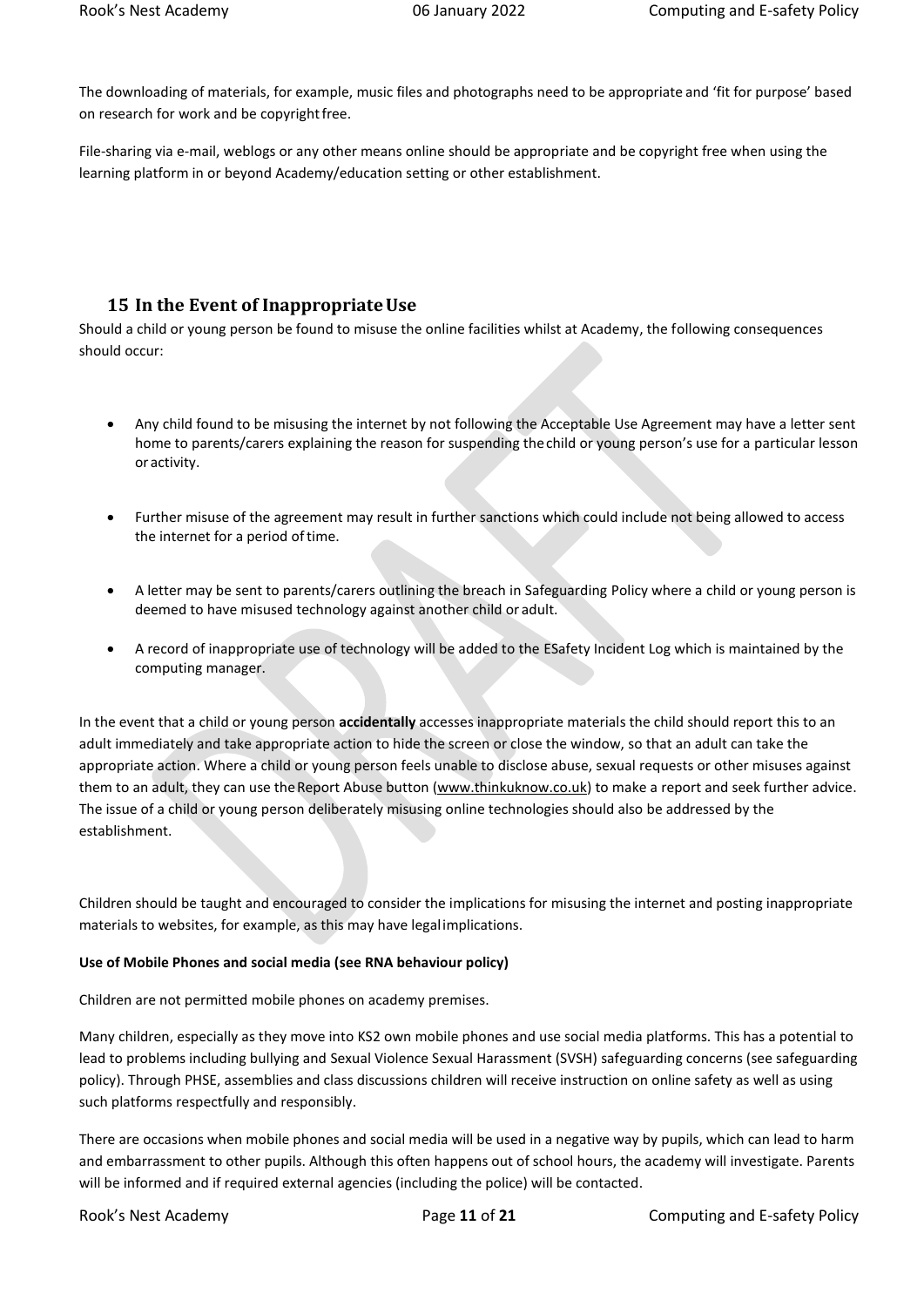The downloading of materials, for example, music files and photographs need to be appropriate and 'fit for purpose' based on research for work and be copyright free.

File-sharing via e-mail, weblogs or any other means online should be appropriate and be copyright free when using the learning platform in or beyond Academy/education setting or other establishment.

## 15 In the Event of Inappropriate Use

Should a child or young person be found to misuse the online facilities whilst at Academy, the following consequences should occur:

- Any child found to be misusing the internet by not following the Acceptable Use Agreement may have a letter sent home to parents/carers explaining the reason for suspending the child or young person's use for a particular lesson or activity.
- Further misuse of the agreement may result in further sanctions which could include not being allowed to access the internet for a period of time.
- A letter may be sent to parents/carers outlining the breach in Safeguarding Policy where a child or young person is deemed to have misused technology against another child or adult.
- A record of inappropriate use of technology will be added to the ESafety Incident Log which is maintained by the computing manager.

In the event that a child or young person **accidentally** accesses inappropriate materials the child should report this to an adult immediately and take appropriate action to hide the screen or close the window, so that an adult can take the appropriate action. Where a child or young person feels unable to disclose abuse, sexual requests or other misuses against them to an adult, they can use the Report Abuse button (www.thinkuknow.co.uk) to make a report and seek further advice. The issue of a child or young person deliberately misusing online technologies should also be addressed by the establishment.

Children should be taught and encouraged to consider the implications for misusing the internet and posting inappropriate materials to websites, for example, as this may have legal implications.

**Use of Mobile Phones and social media (see RNA behaviour policy)**

Children are not permitted mobile phones on academy premises.

Many children, especially as they move into KS2 own mobile phones and use social media platforms. This has a potential to lead to problems including bullying and Sexual Violence Sexual Harassment (SVSH) safeguarding concerns (see safeguarding policy). Through PHSE, assemblies and class discussions children will receive instruction on online safety as well as using such platforms respectfully and responsibly.

There are occasions when mobile phones and social media will be used in a negative way by pupils, which can lead to harm and embarrassment to other pupils. Although this often happens out of school hours, the academy will investigate. Parents will be informed and if required external agencies (including the police) will be contacted.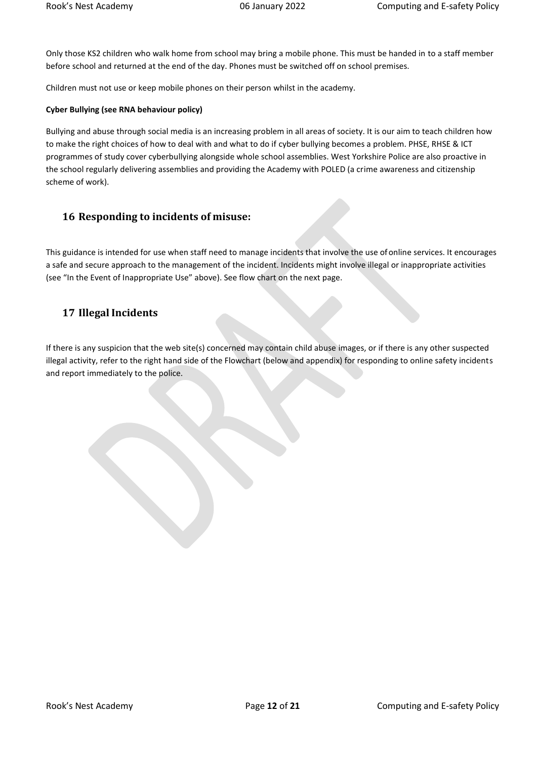Only those KS2 children who walk home from school may bring a mobile phone. This must be handed in to a staff member before school and returned at the end of the day. Phones must be switched off on school premises.

Children must not use or keep mobile phones on their person whilst in the academy.

**Cyber Bullying (see RNA behaviour policy)**

Bullying and abuse through social media is an increasing problem in all areas of society. It is our aim to teach children how to make the right choices of how to deal with and what to do if cyber bullying becomes a problem. PHSE, RHSE & ICT programmes of study cover cyberbullying alongside whole school assemblies. West Yorkshire Police are also proactive in the school regularly delivering assemblies and providing the Academy with POLED (a crime awareness and citizenship scheme of work).

## 16 Responding to incidents of misuse:

This guidance is intended for use when staff need to manage incidents that involve the use of online services. It encourages a safe and secure approach to the management of the incident. Incidents might involve illegal or inappropriate activities (see "In the Event of Inappropriate Use" above). See flow chart on the next page.

## 17 Illegal Incidents

If there is any suspicion that the web site(s) concerned may contain child abuse images, or if there is any other suspected illegal activity, refer to the right hand side of the Flowchart (below and appendix) for responding to online safety incidents and report immediately to the police.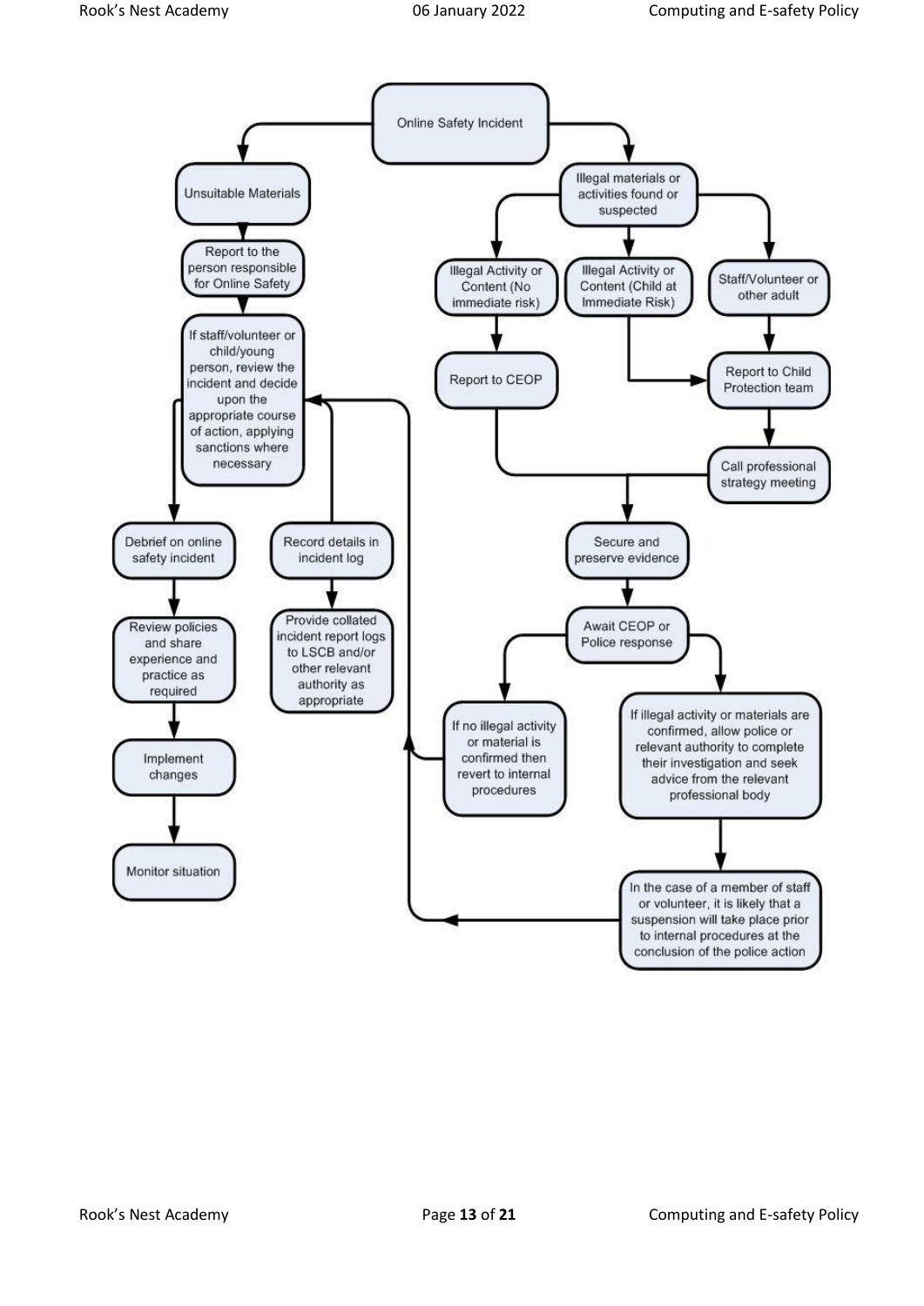Online Safety Incident

**Unsuitable Materials**

- Unsuitable Materials
- Report to the person responsible for Online Safety
- If staff/volunteer or child/young person, review the incident and decide upon the appropriate course of action, applying sanctions where necessary
  - Debrief on online safety incident
    - Review policies and share experience and practice as required
    - Implement changes
    - Monitor situation
  - Record details in incident log
    - Provide collated incident report logs to LSCB and/or other relevant authority as appropriate

**Illegal materials or activities found or suspected**

- Illegal materials or activities found or suspected
  - Illegal Activity or Content (No immediate risk)
    - Report to CEOP
  - Illegal Activity or Content (Child at Immediate Risk)
    - Report to Child Protection team
  - Staff/Volunteer or other adult
    - Report to Child Protection team
    - Call professional strategy meeting
- Secure and preserve evidence
- Await CEOP or Police response
  - If no illegal activity or material is confirmed then revert to internal procedures
  - If illegal activity or materials are confirmed, allow police or relevant authority to complete their investigation and seek advice from the relevant professional body
    - In the case of a member of staff or volunteer, it is likely that a suspension will take place prior to internal procedures at the conclusion of the police action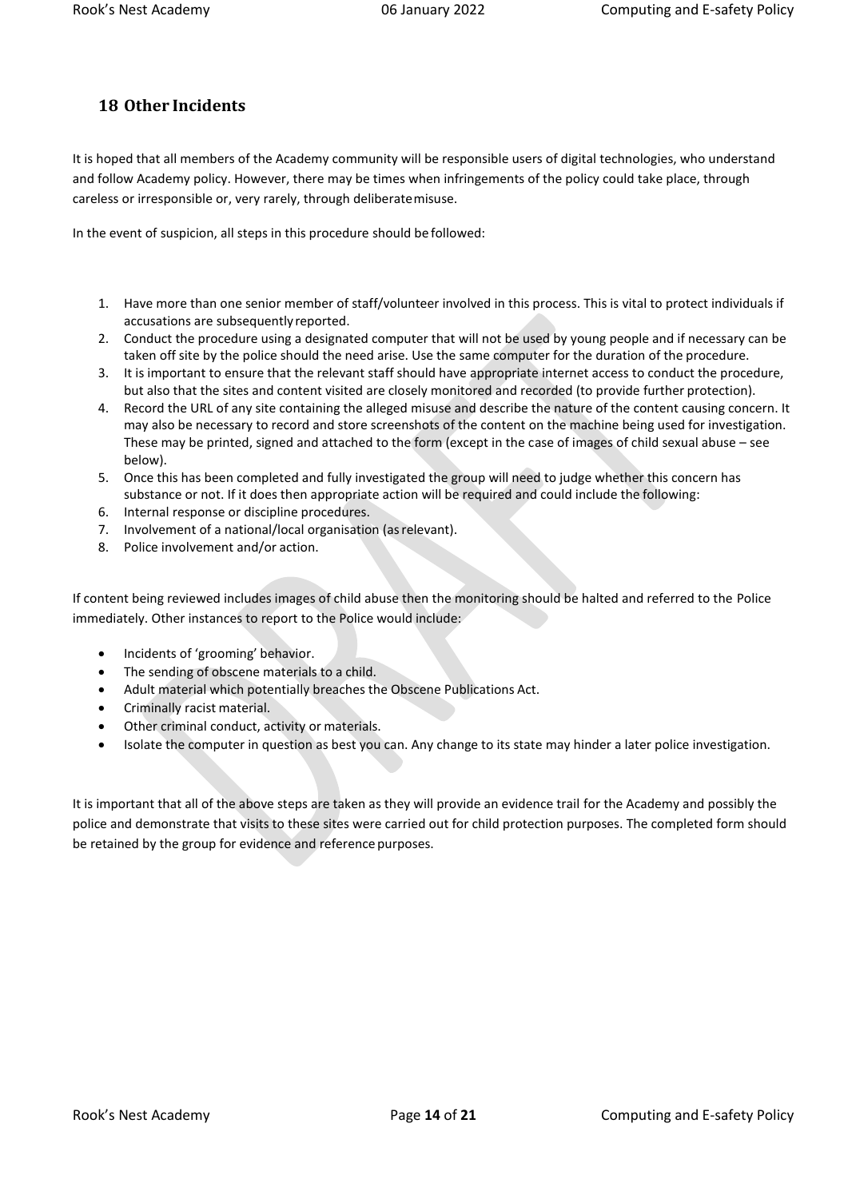## 18 Other Incidents

It is hoped that all members of the Academy community will be responsible users of digital technologies, who understand and follow Academy policy. However, there may be times when infringements of the policy could take place, through careless or irresponsible or, very rarely, through deliberate misuse.

In the event of suspicion, all steps in this procedure should be followed:

1. Have more than one senior member of staff/volunteer involved in this process. This is vital to protect individuals if accusations are subsequently reported.
2. Conduct the procedure using a designated computer that will not be used by young people and if necessary can be taken off site by the police should the need arise. Use the same computer for the duration of the procedure.
3. It is important to ensure that the relevant staff should have appropriate internet access to conduct the procedure, but also that the sites and content visited are closely monitored and recorded (to provide further protection).
4. Record the URL of any site containing the alleged misuse and describe the nature of the content causing concern. It may also be necessary to record and store screenshots of the content on the machine being used for investigation. These may be printed, signed and attached to the form (except in the case of images of child sexual abuse – see below).
5. Once this has been completed and fully investigated the group will need to judge whether this concern has substance or not. If it does then appropriate action will be required and could include the following:
6. Internal response or discipline procedures.
7. Involvement of a national/local organisation (as relevant).
8. Police involvement and/or action.

If content being reviewed includes images of child abuse then the monitoring should be halted and referred to the Police immediately. Other instances to report to the Police would include:

- Incidents of 'grooming' behavior.
- The sending of obscene materials to a child.
- Adult material which potentially breaches the Obscene Publications Act.
- Criminally racist material.
- Other criminal conduct, activity or materials.
- Isolate the computer in question as best you can. Any change to its state may hinder a later police investigation.

It is important that all of the above steps are taken as they will provide an evidence trail for the Academy and possibly the police and demonstrate that visits to these sites were carried out for child protection purposes. The completed form should be retained by the group for evidence and reference purposes.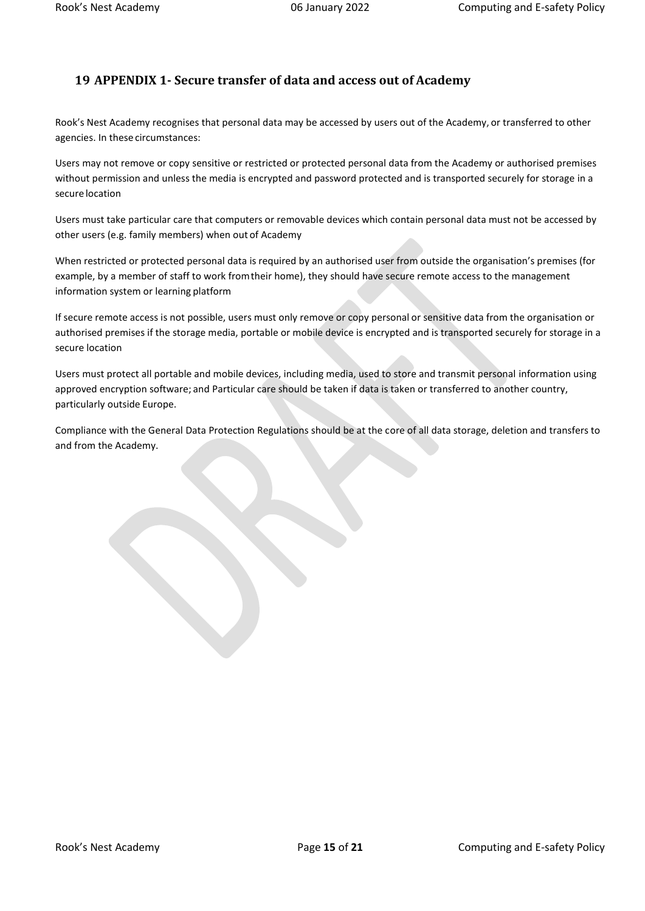## 19 APPENDIX 1- Secure transfer of data and access out of Academy

Rook's Nest Academy recognises that personal data may be accessed by users out of the Academy, or transferred to other agencies. In these circumstances:

Users may not remove or copy sensitive or restricted or protected personal data from the Academy or authorised premises without permission and unless the media is encrypted and password protected and is transported securely for storage in a secure location

Users must take particular care that computers or removable devices which contain personal data must not be accessed by other users (e.g. family members) when out of Academy

When restricted or protected personal data is required by an authorised user from outside the organisation's premises (for example, by a member of staff to work from their home), they should have secure remote access to the management information system or learning platform

If secure remote access is not possible, users must only remove or copy personal or sensitive data from the organisation or authorised premises if the storage media, portable or mobile device is encrypted and is transported securely for storage in a secure location

Users must protect all portable and mobile devices, including media, used to store and transmit personal information using approved encryption software; and Particular care should be taken if data is taken or transferred to another country, particularly outside Europe.

Compliance with the General Data Protection Regulations should be at the core of all data storage, deletion and transfers to and from the Academy.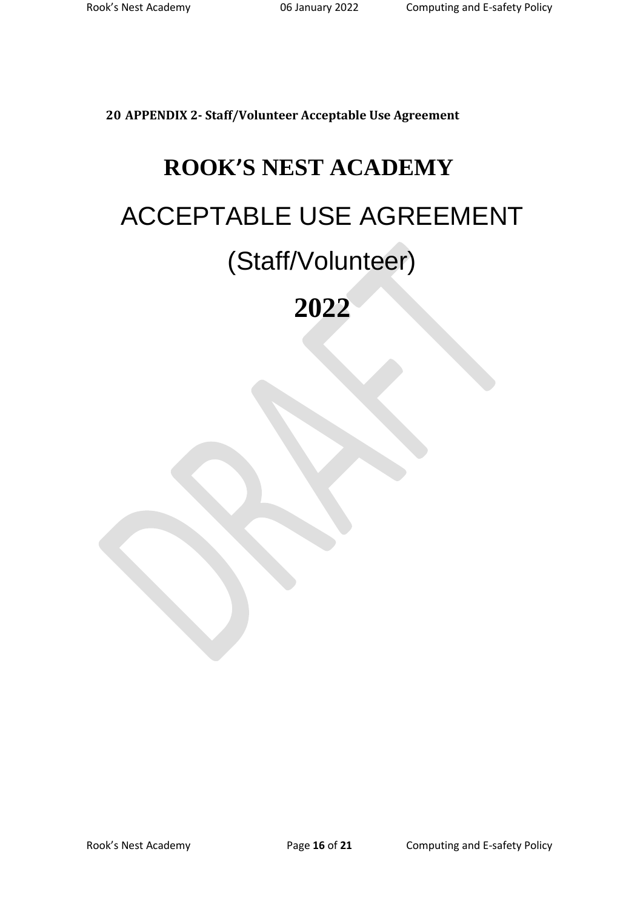## 20 APPENDIX 2- Staff/Volunteer Acceptable Use Agreement

# ROOK'S NEST ACADEMY

# ACCEPTABLE USE AGREEMENT

# (Staff/Volunteer)

# 2022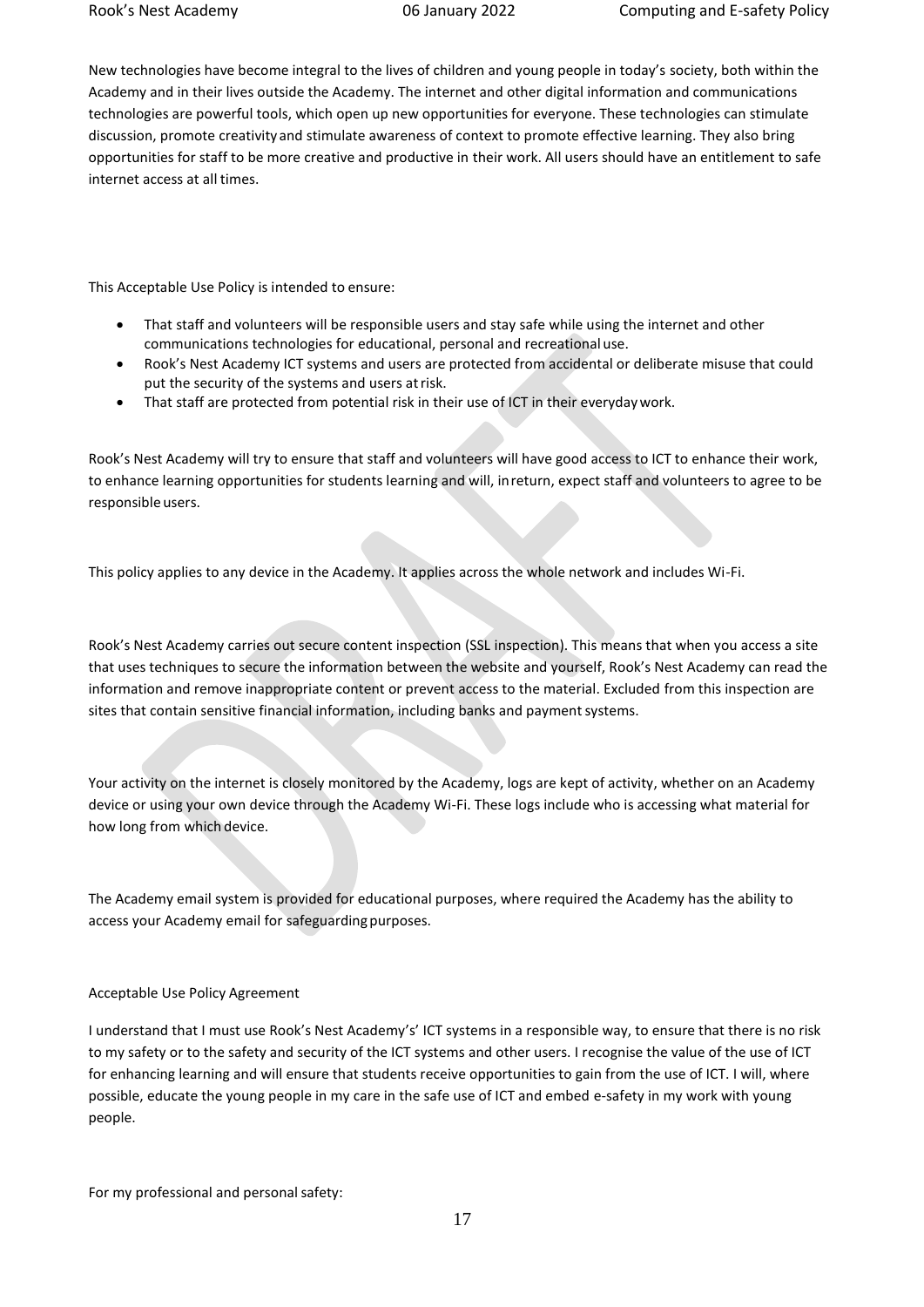New technologies have become integral to the lives of children and young people in today's society, both within the Academy and in their lives outside the Academy. The internet and other digital information and communications technologies are powerful tools, which open up new opportunities for everyone. These technologies can stimulate discussion, promote creativity and stimulate awareness of context to promote effective learning. They also bring opportunities for staff to be more creative and productive in their work. All users should have an entitlement to safe internet access at all times.

This Acceptable Use Policy is intended to ensure:

- That staff and volunteers will be responsible users and stay safe while using the internet and other communications technologies for educational, personal and recreational use.
- Rook's Nest Academy ICT systems and users are protected from accidental or deliberate misuse that could put the security of the systems and users at risk.
- That staff are protected from potential risk in their use of ICT in their everyday work.

Rook's Nest Academy will try to ensure that staff and volunteers will have good access to ICT to enhance their work, to enhance learning opportunities for students learning and will, in return, expect staff and volunteers to agree to be responsible users.

This policy applies to any device in the Academy. It applies across the whole network and includes Wi-Fi.

Rook's Nest Academy carries out secure content inspection (SSL inspection). This means that when you access a site that uses techniques to secure the information between the website and yourself, Rook's Nest Academy can read the information and remove inappropriate content or prevent access to the material. Excluded from this inspection are sites that contain sensitive financial information, including banks and payment systems.

Your activity on the internet is closely monitored by the Academy, logs are kept of activity, whether on an Academy device or using your own device through the Academy Wi-Fi. These logs include who is accessing what material for how long from which device.

The Academy email system is provided for educational purposes, where required the Academy has the ability to access your Academy email for safeguarding purposes.

Acceptable Use Policy Agreement

I understand that I must use Rook's Nest Academy's' ICT systems in a responsible way, to ensure that there is no risk to my safety or to the safety and security of the ICT systems and other users. I recognise the value of the use of ICT for enhancing learning and will ensure that students receive opportunities to gain from the use of ICT. I will, where possible, educate the young people in my care in the safe use of ICT and embed e-safety in my work with young people.

For my professional and personal safety: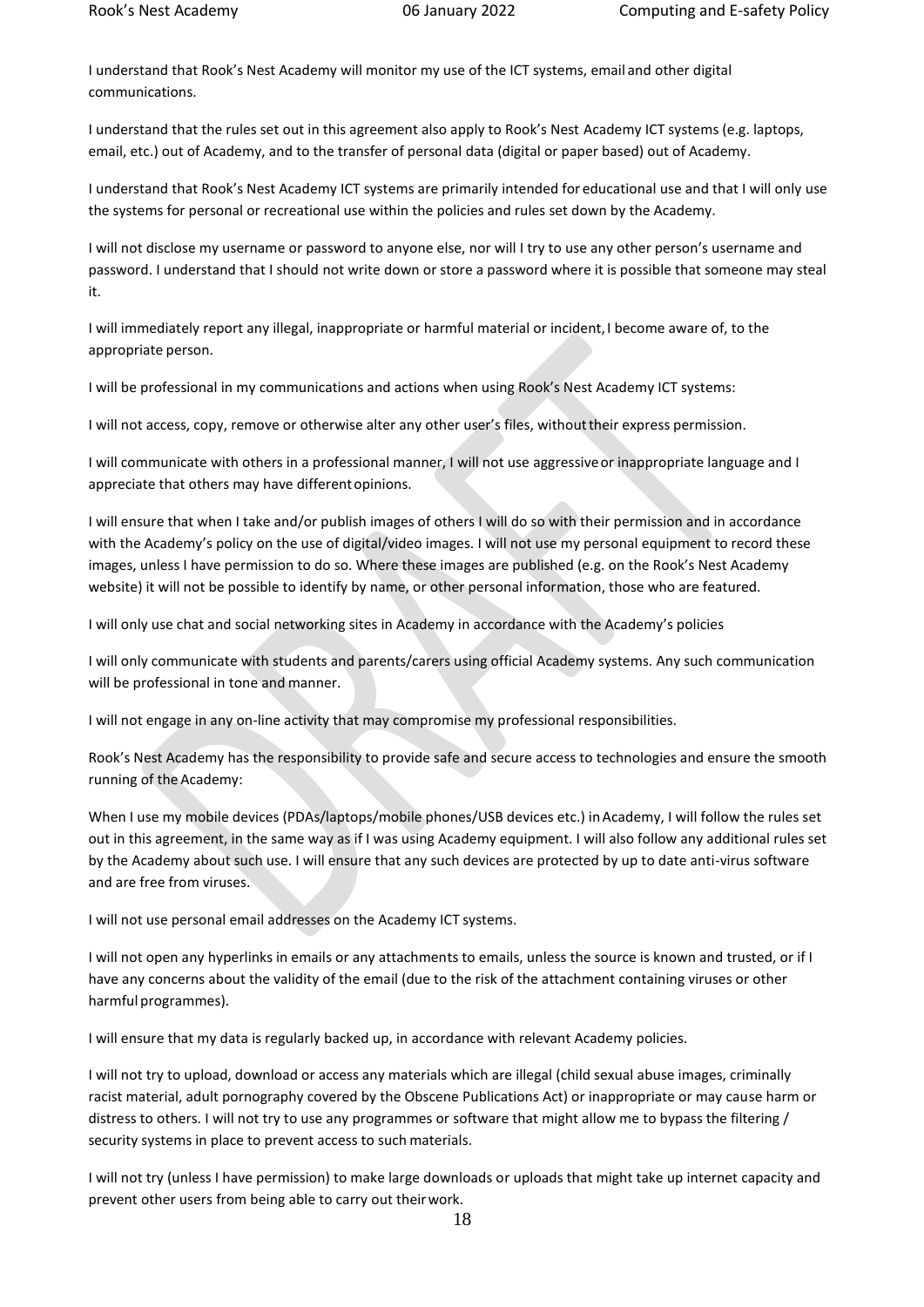I understand that Rook's Nest Academy will monitor my use of the ICT systems, email and other digital communications.

I understand that the rules set out in this agreement also apply to Rook's Nest Academy ICT systems (e.g. laptops, email, etc.) out of Academy, and to the transfer of personal data (digital or paper based) out of Academy.

I understand that Rook's Nest Academy ICT systems are primarily intended for educational use and that I will only use the systems for personal or recreational use within the policies and rules set down by the Academy.

I will not disclose my username or password to anyone else, nor will I try to use any other person's username and password. I understand that I should not write down or store a password where it is possible that someone may steal it.

I will immediately report any illegal, inappropriate or harmful material or incident, I become aware of, to the appropriate person.

I will be professional in my communications and actions when using Rook's Nest Academy ICT systems:

I will not access, copy, remove or otherwise alter any other user's files, without their express permission.

I will communicate with others in a professional manner, I will not use aggressive or inappropriate language and I appreciate that others may have different opinions.

I will ensure that when I take and/or publish images of others I will do so with their permission and in accordance with the Academy's policy on the use of digital/video images. I will not use my personal equipment to record these images, unless I have permission to do so. Where these images are published (e.g. on the Rook's Nest Academy website) it will not be possible to identify by name, or other personal information, those who are featured.

I will only use chat and social networking sites in Academy in accordance with the Academy's policies

I will only communicate with students and parents/carers using official Academy systems. Any such communication will be professional in tone and manner.

I will not engage in any on-line activity that may compromise my professional responsibilities.

Rook's Nest Academy has the responsibility to provide safe and secure access to technologies and ensure the smooth running of the Academy:

When I use my mobile devices (PDAs/laptops/mobile phones/USB devices etc.) in Academy, I will follow the rules set out in this agreement, in the same way as if I was using Academy equipment. I will also follow any additional rules set by the Academy about such use. I will ensure that any such devices are protected by up to date anti-virus software and are free from viruses.

I will not use personal email addresses on the Academy ICT systems.

I will not open any hyperlinks in emails or any attachments to emails, unless the source is known and trusted, or if I have any concerns about the validity of the email (due to the risk of the attachment containing viruses or other harmful programmes).

I will ensure that my data is regularly backed up, in accordance with relevant Academy policies.

I will not try to upload, download or access any materials which are illegal (child sexual abuse images, criminally racist material, adult pornography covered by the Obscene Publications Act) or inappropriate or may cause harm or distress to others. I will not try to use any programmes or software that might allow me to bypass the filtering / security systems in place to prevent access to such materials.

I will not try (unless I have permission) to make large downloads or uploads that might take up internet capacity and prevent other users from being able to carry out their work.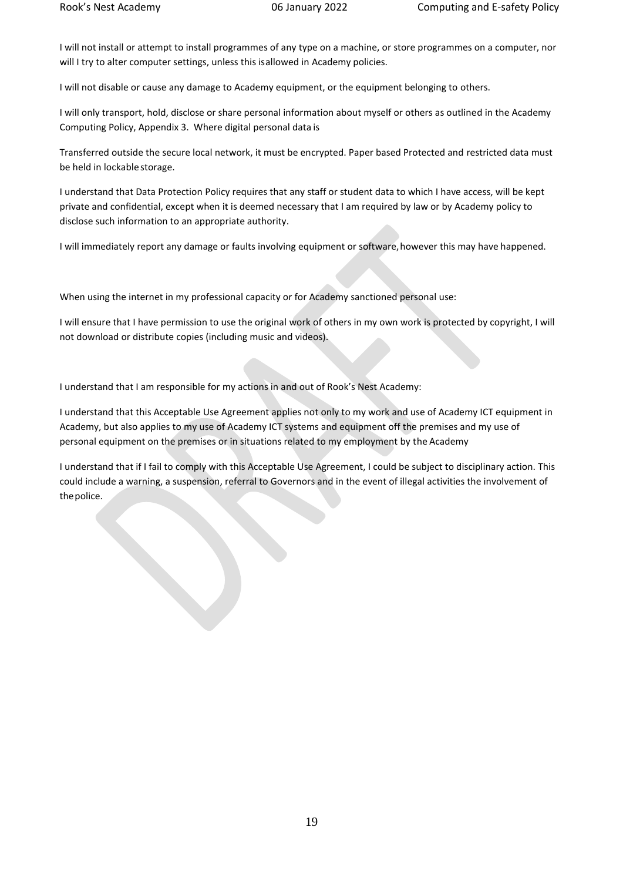I will not install or attempt to install programmes of any type on a machine, or store programmes on a computer, nor will I try to alter computer settings, unless this isallowed in Academy policies.

I will not disable or cause any damage to Academy equipment, or the equipment belonging to others.

I will only transport, hold, disclose or share personal information about myself or others as outlined in the Academy Computing Policy, Appendix 3. Where digital personal data is

Transferred outside the secure local network, it must be encrypted. Paper based Protected and restricted data must be held in lockable storage.

I understand that Data Protection Policy requires that any staff or student data to which I have access, will be kept private and confidential, except when it is deemed necessary that I am required by law or by Academy policy to disclose such information to an appropriate authority.

I will immediately report any damage or faults involving equipment or software, however this may have happened.

When using the internet in my professional capacity or for Academy sanctioned personal use:

I will ensure that I have permission to use the original work of others in my own work is protected by copyright, I will not download or distribute copies (including music and videos).

I understand that I am responsible for my actions in and out of Rook's Nest Academy:

I understand that this Acceptable Use Agreement applies not only to my work and use of Academy ICT equipment in Academy, but also applies to my use of Academy ICT systems and equipment off the premises and my use of personal equipment on the premises or in situations related to my employment by the Academy

I understand that if I fail to comply with this Acceptable Use Agreement, I could be subject to disciplinary action. This could include a warning, a suspension, referral to Governors and in the event of illegal activities the involvement of thepolice.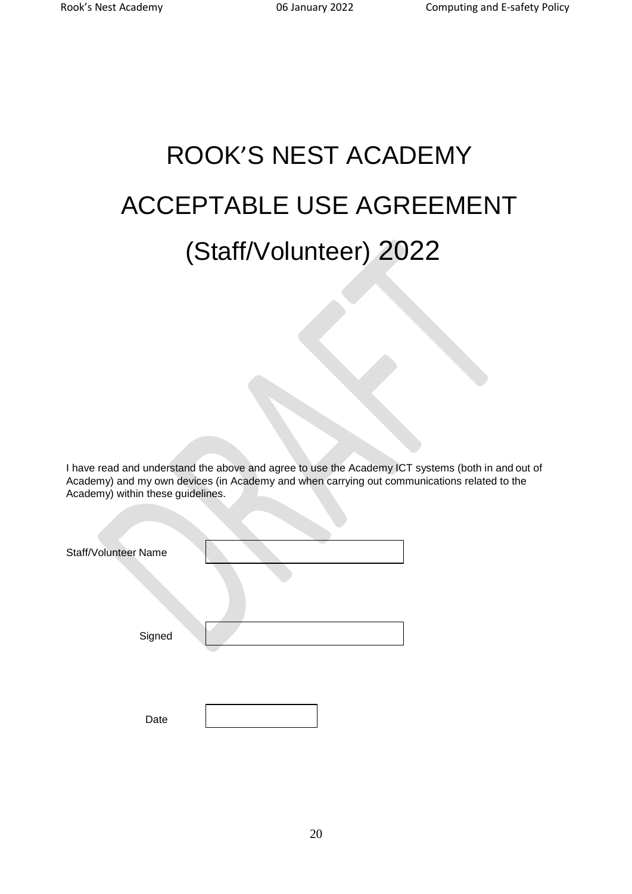# ROOK'S NEST ACADEMY

# ACCEPTABLE USE AGREEMENT

# (Staff/Volunteer) 2022

I have read and understand the above and agree to use the Academy ICT systems (both in and out of Academy) and my own devices (in Academy and when carrying out communications related to the Academy) within these guidelines.

Staff/Volunteer Name

Signed

Date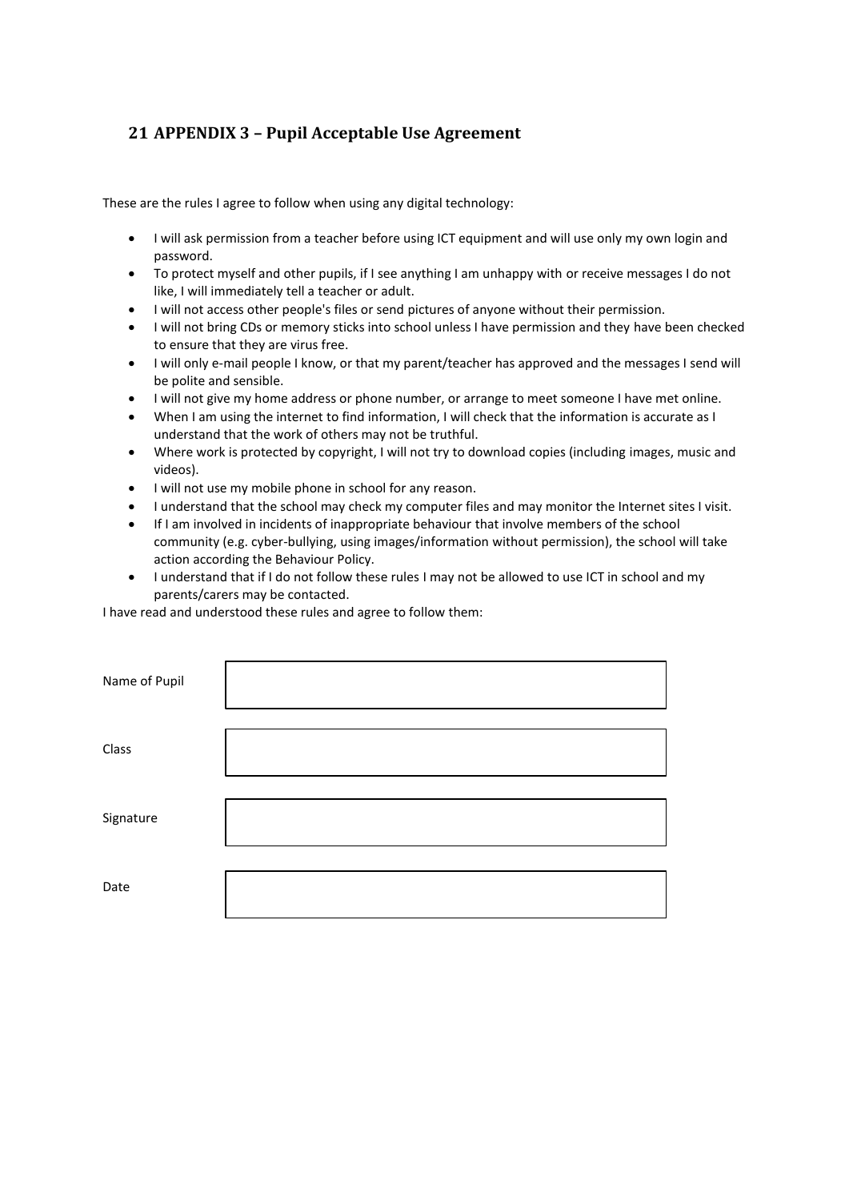## 21 APPENDIX 3 – Pupil Acceptable Use Agreement

These are the rules I agree to follow when using any digital technology:

- I will ask permission from a teacher before using ICT equipment and will use only my own login and password.
- To protect myself and other pupils, if I see anything I am unhappy with or receive messages I do not like, I will immediately tell a teacher or adult.
- I will not access other people's files or send pictures of anyone without their permission.
- I will not bring CDs or memory sticks into school unless I have permission and they have been checked to ensure that they are virus free.
- I will only e-mail people I know, or that my parent/teacher has approved and the messages I send will be polite and sensible.
- I will not give my home address or phone number, or arrange to meet someone I have met online.
- When I am using the internet to find information, I will check that the information is accurate as I understand that the work of others may not be truthful.
- Where work is protected by copyright, I will not try to download copies (including images, music and videos).
- I will not use my mobile phone in school for any reason.
- I understand that the school may check my computer files and may monitor the Internet sites I visit.
- If I am involved in incidents of inappropriate behaviour that involve members of the school community (e.g. cyber-bullying, using images/information without permission), the school will take action according the Behaviour Policy.
- I understand that if I do not follow these rules I may not be allowed to use ICT in school and my parents/carers may be contacted.

I have read and understood these rules and agree to follow them:

| | |
|---|---|
| Name of Pupil | |
| Class | |
| Signature | |
| Date | |